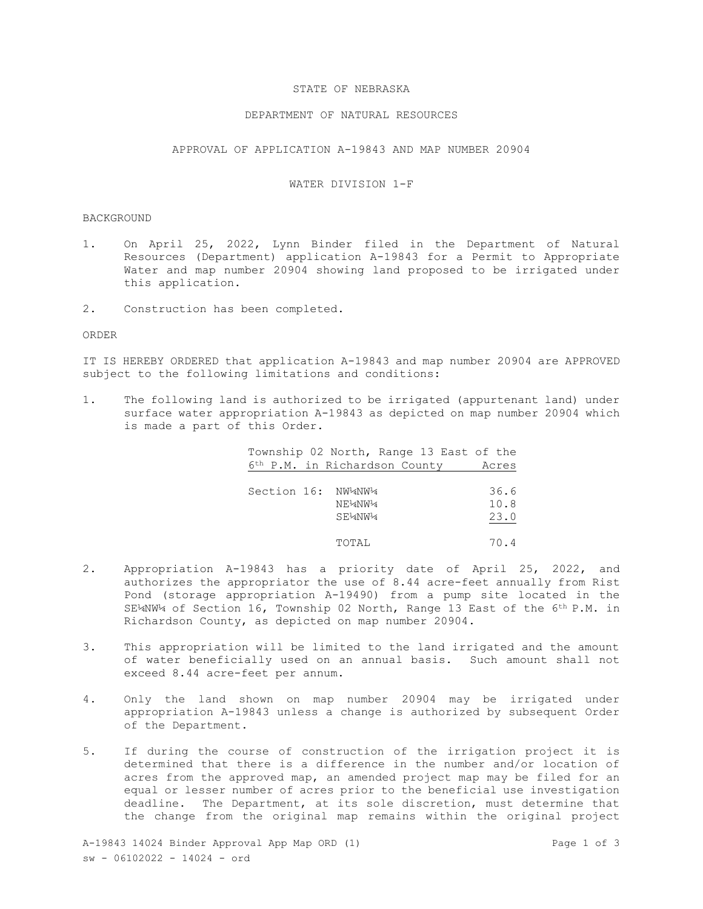STATE OF NEBRASKA

DEPARTMENT OF NATURAL RESOURCES

APPROVAL OF APPLICATION A-19843 AND MAP NUMBER 20904

WATER DIVISION 1-F

BACKGROUND

1. On April 25, 2022, Lynn Binder filed in the Department of Natural Resources (Department) application A-19843 for a Permit to Appropriate Water and map number 20904 showing land proposed to be irrigated under this application.

2. Construction has been completed.

ORDER

IT IS HEREBY ORDERED that application A-19843 and map number 20904 are APPROVED subject to the following limitations and conditions:

1. The following land is authorized to be irrigated (appurtenant land) under surface water appropriation A-19843 as depicted on map number 20904 which is made a part of this Order.

| Township 02 North, Range 13 East of the 6th P.M. in Richardson County | | Acres |
|---|---|---|
| Section 16: | NW¼NW¼ | 36.6 |
| | NE¼NW¼ | 10.8 |
| | SE¼NW¼ | 23.0 |
| | TOTAL | 70.4 |

2. Appropriation A-19843 has a priority date of April 25, 2022, and authorizes the appropriator the use of 8.44 acre-feet annually from Rist Pond (storage appropriation A-19490) from a pump site located in the SE¼NW¼ of Section 16, Township 02 North, Range 13 East of the 6th P.M. in Richardson County, as depicted on map number 20904.

3. This appropriation will be limited to the land irrigated and the amount of water beneficially used on an annual basis. Such amount shall not exceed 8.44 acre-feet per annum.

4. Only the land shown on map number 20904 may be irrigated under appropriation A-19843 unless a change is authorized by subsequent Order of the Department.

5. If during the course of construction of the irrigation project it is determined that there is a difference in the number and/or location of acres from the approved map, an amended project map may be filed for an equal or lesser number of acres prior to the beneficial use investigation deadline. The Department, at its sole discretion, must determine that the change from the original map remains within the original project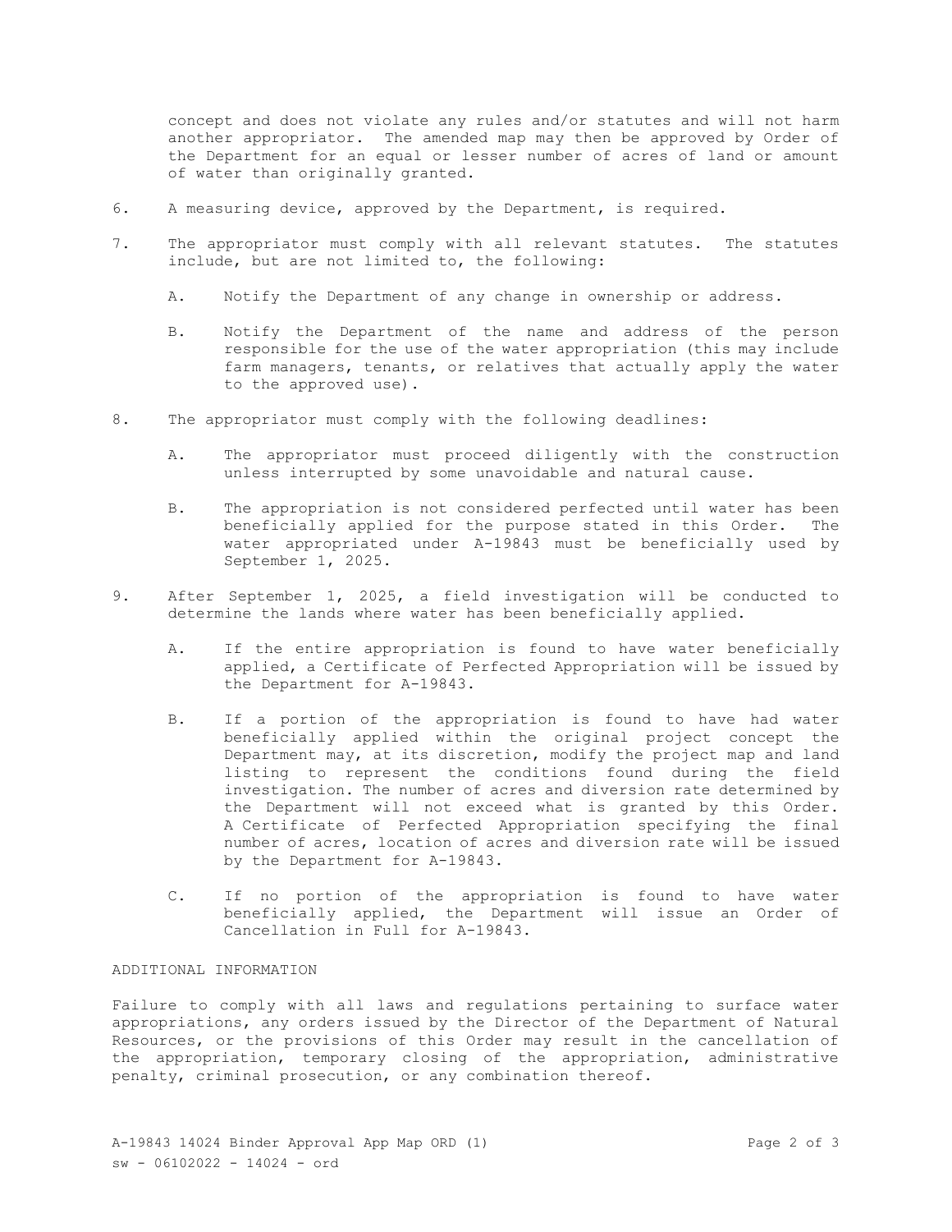concept and does not violate any rules and/or statutes and will not harm another appropriator. The amended map may then be approved by Order of the Department for an equal or lesser number of acres of land or amount of water than originally granted.

6. A measuring device, approved by the Department, is required.

7. The appropriator must comply with all relevant statutes. The statutes include, but are not limited to, the following:

   A. Notify the Department of any change in ownership or address.

   B. Notify the Department of the name and address of the person responsible for the use of the water appropriation (this may include farm managers, tenants, or relatives that actually apply the water to the approved use).

8. The appropriator must comply with the following deadlines:

   A. The appropriator must proceed diligently with the construction unless interrupted by some unavoidable and natural cause.

   B. The appropriation is not considered perfected until water has been beneficially applied for the purpose stated in this Order. The water appropriated under A-19843 must be beneficially used by September 1, 2025.

9. After September 1, 2025, a field investigation will be conducted to determine the lands where water has been beneficially applied.

   A. If the entire appropriation is found to have water beneficially applied, a Certificate of Perfected Appropriation will be issued by the Department for A-19843.

   B. If a portion of the appropriation is found to have had water beneficially applied within the original project concept the Department may, at its discretion, modify the project map and land listing to represent the conditions found during the field investigation. The number of acres and diversion rate determined by the Department will not exceed what is granted by this Order. A Certificate of Perfected Appropriation specifying the final number of acres, location of acres and diversion rate will be issued by the Department for A-19843.

   C. If no portion of the appropriation is found to have water beneficially applied, the Department will issue an Order of Cancellation in Full for A-19843.

ADDITIONAL INFORMATION

Failure to comply with all laws and regulations pertaining to surface water appropriations, any orders issued by the Director of the Department of Natural Resources, or the provisions of this Order may result in the cancellation of the appropriation, temporary closing of the appropriation, administrative penalty, criminal prosecution, or any combination thereof.

A-19843 14024 Binder Approval App Map ORD (1)
sw - 06102022 - 14024 - ord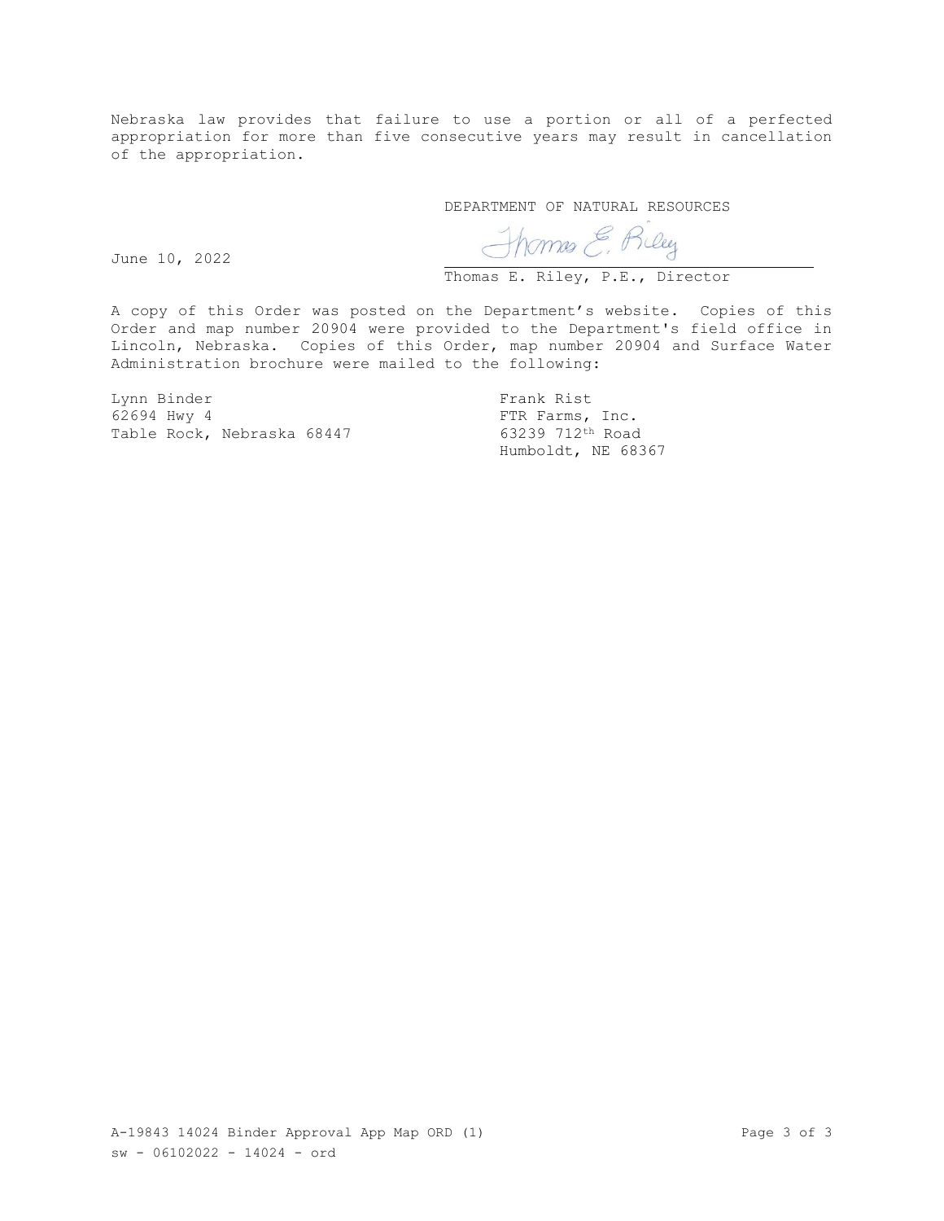Nebraska law provides that failure to use a portion or all of a perfected appropriation for more than five consecutive years may result in cancellation of the appropriation.

DEPARTMENT OF NATURAL RESOURCES

June 10, 2022

Thomas E. Riley

Thomas E. Riley, P.E., Director

A copy of this Order was posted on the Department's website. Copies of this Order and map number 20904 were provided to the Department's field office in Lincoln, Nebraska. Copies of this Order, map number 20904 and Surface Water Administration brochure were mailed to the following:

Lynn Binder
62694 Hwy 4
Table Rock, Nebraska 68447

Frank Rist
FTR Farms, Inc.
63239 712th Road
Humboldt, NE 68367

A-19843 14024 Binder Approval App Map ORD (1)
sw - 06102022 - 14024 - ord